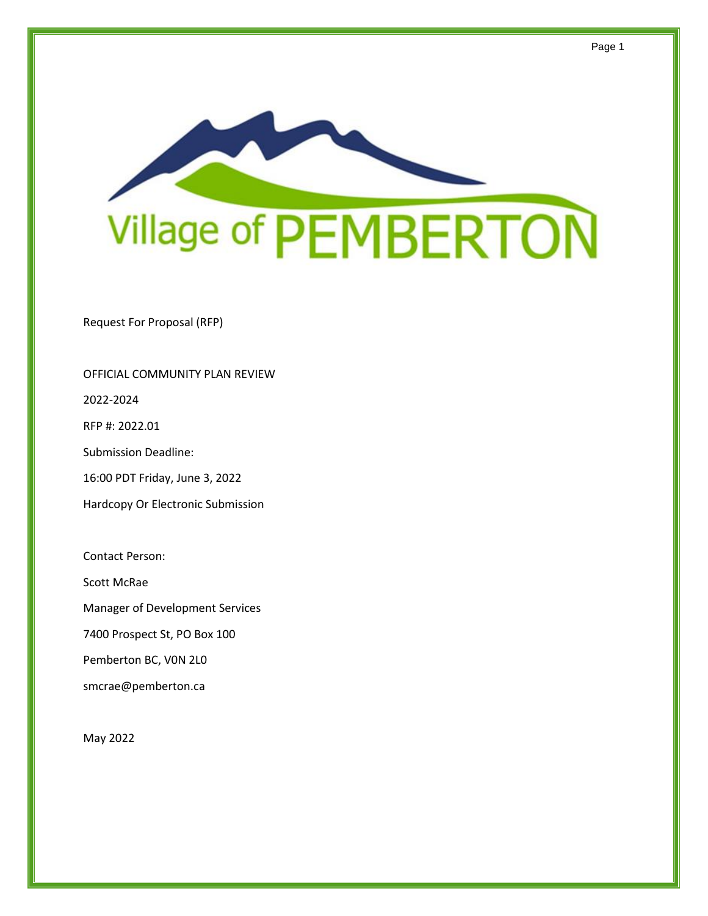Village of PEMBERTON

Request For Proposal (RFP)

OFFICIAL COMMUNITY PLAN REVIEW

2022-2024

RFP #: 2022.01

Submission Deadline:

16:00 PDT Friday, June 3, 2022

Hardcopy Or Electronic Submission

Contact Person:

Scott McRae

Manager of Development Services

7400 Prospect St, PO Box 100

Pemberton BC, V0N 2L0

smcrae@pemberton.ca

May 2022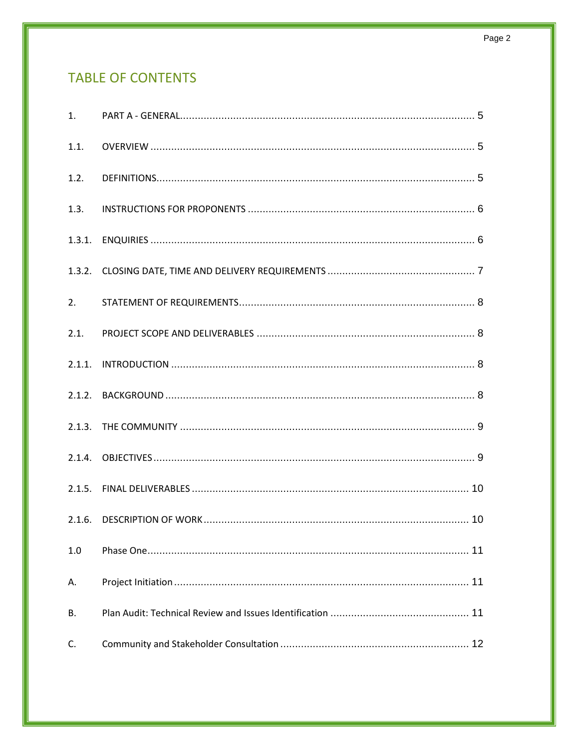# TABLE OF CONTENTS

| | | |
|---|---|---|
| 1. | PART A - GENERAL | 5 |
| 1.1. | OVERVIEW | 5 |
| 1.2. | DEFINITIONS | 5 |
| 1.3. | INSTRUCTIONS FOR PROPONENTS | 6 |
| 1.3.1. | ENQUIRIES | 6 |
| 1.3.2. | CLOSING DATE, TIME AND DELIVERY REQUIREMENTS | 7 |
| 2. | STATEMENT OF REQUIREMENTS | 8 |
| 2.1. | PROJECT SCOPE AND DELIVERABLES | 8 |
| 2.1.1. | INTRODUCTION | 8 |
| 2.1.2. | BACKGROUND | 8 |
| 2.1.3. | THE COMMUNITY | 9 |
| 2.1.4. | OBJECTIVES | 9 |
| 2.1.5. | FINAL DELIVERABLES | 10 |
| 2.1.6. | DESCRIPTION OF WORK | 10 |
| 1.0 | Phase One | 11 |
| A. | Project Initiation | 11 |
| B. | Plan Audit: Technical Review and Issues Identification | 11 |
| C. | Community and Stakeholder Consultation | 12 |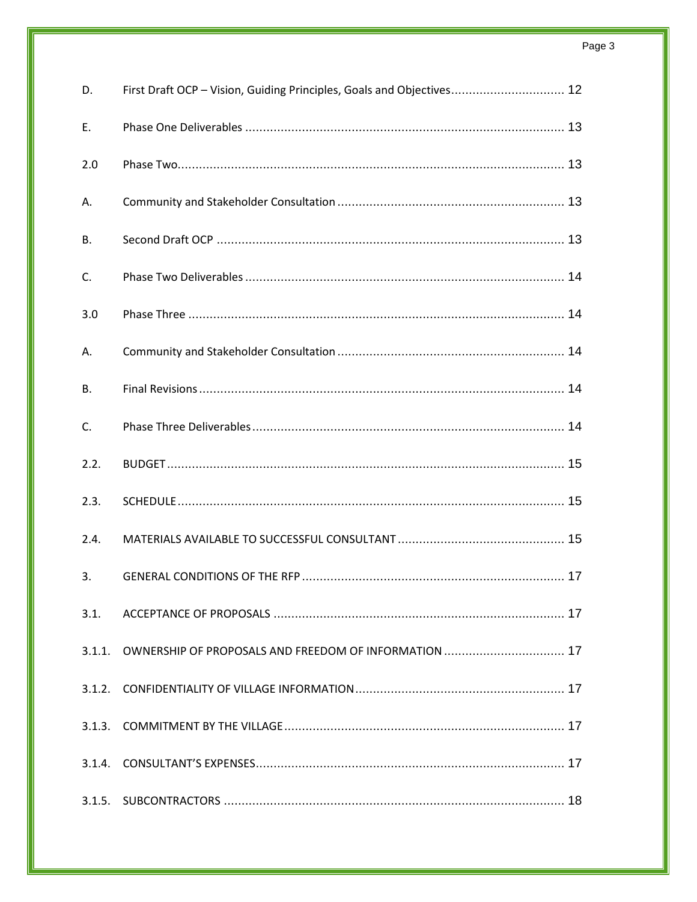| | | |
|---|---|---|
| D. | First Draft OCP – Vision, Guiding Principles, Goals and Objectives | 12 |
| E. | Phase One Deliverables | 13 |
| 2.0 | Phase Two | 13 |
| A. | Community and Stakeholder Consultation | 13 |
| B. | Second Draft OCP | 13 |
| C. | Phase Two Deliverables | 14 |
| 3.0 | Phase Three | 14 |
| A. | Community and Stakeholder Consultation | 14 |
| B. | Final Revisions | 14 |
| C. | Phase Three Deliverables | 14 |
| 2.2. | BUDGET | 15 |
| 2.3. | SCHEDULE | 15 |
| 2.4. | MATERIALS AVAILABLE TO SUCCESSFUL CONSULTANT | 15 |
| 3. | GENERAL CONDITIONS OF THE RFP | 17 |
| 3.1. | ACCEPTANCE OF PROPOSALS | 17 |
| 3.1.1. | OWNERSHIP OF PROPOSALS AND FREEDOM OF INFORMATION | 17 |
| 3.1.2. | CONFIDENTIALITY OF VILLAGE INFORMATION | 17 |
| 3.1.3. | COMMITMENT BY THE VILLAGE | 17 |
| 3.1.4. | CONSULTANT'S EXPENSES | 17 |
| 3.1.5. | SUBCONTRACTORS | 18 |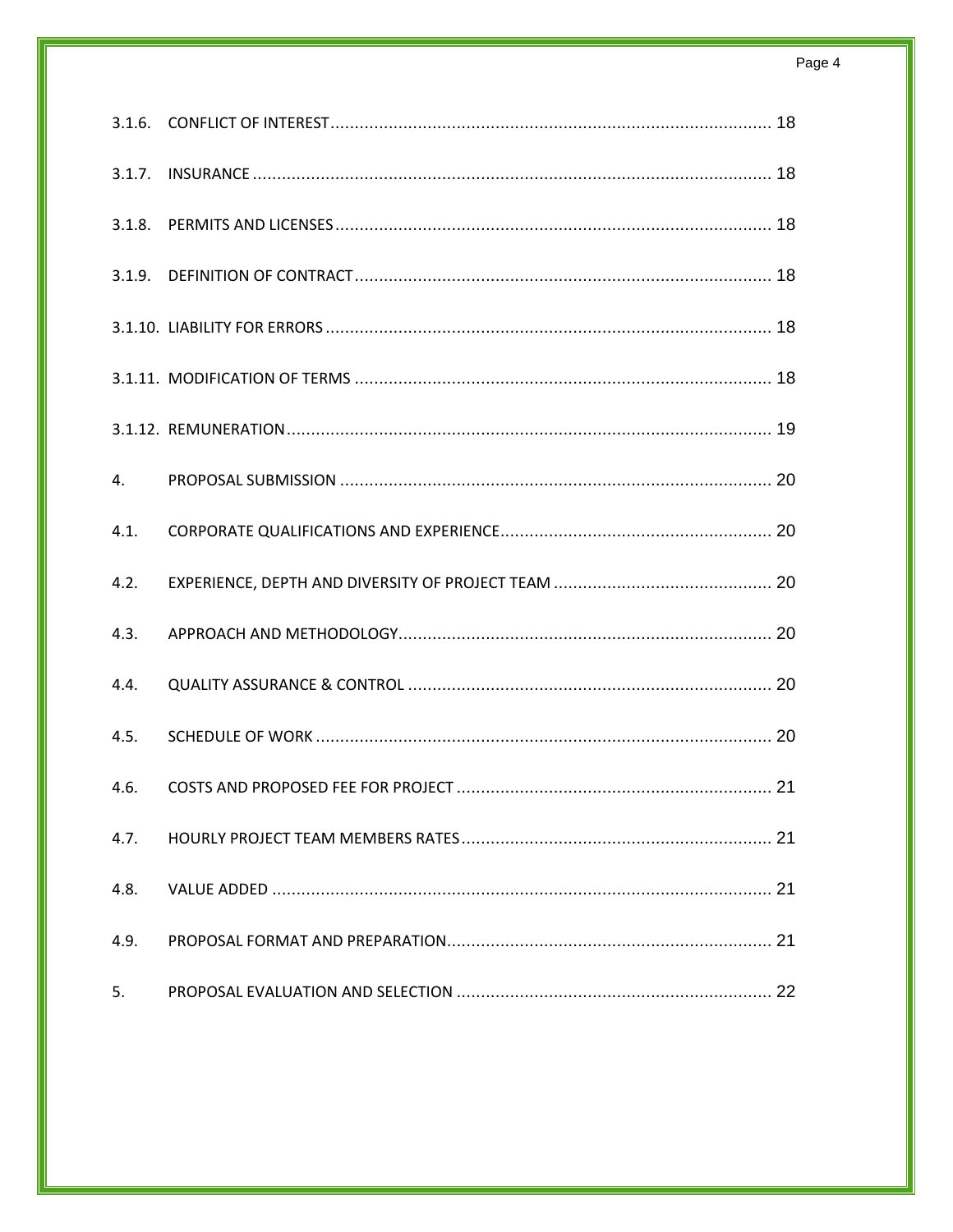3.1.6. CONFLICT OF INTEREST .......... 18

3.1.7. INSURANCE .......... 18

3.1.8. PERMITS AND LICENSES .......... 18

3.1.9. DEFINITION OF CONTRACT .......... 18

3.1.10. LIABILITY FOR ERRORS .......... 18

3.1.11. MODIFICATION OF TERMS .......... 18

3.1.12. REMUNERATION .......... 19

4. PROPOSAL SUBMISSION .......... 20

4.1. CORPORATE QUALIFICATIONS AND EXPERIENCE .......... 20

4.2. EXPERIENCE, DEPTH AND DIVERSITY OF PROJECT TEAM .......... 20

4.3. APPROACH AND METHODOLOGY .......... 20

4.4. QUALITY ASSURANCE & CONTROL .......... 20

4.5. SCHEDULE OF WORK .......... 20

4.6. COSTS AND PROPOSED FEE FOR PROJECT .......... 21

4.7. HOURLY PROJECT TEAM MEMBERS RATES .......... 21

4.8. VALUE ADDED .......... 21

4.9. PROPOSAL FORMAT AND PREPARATION .......... 21

5. PROPOSAL EVALUATION AND SELECTION .......... 22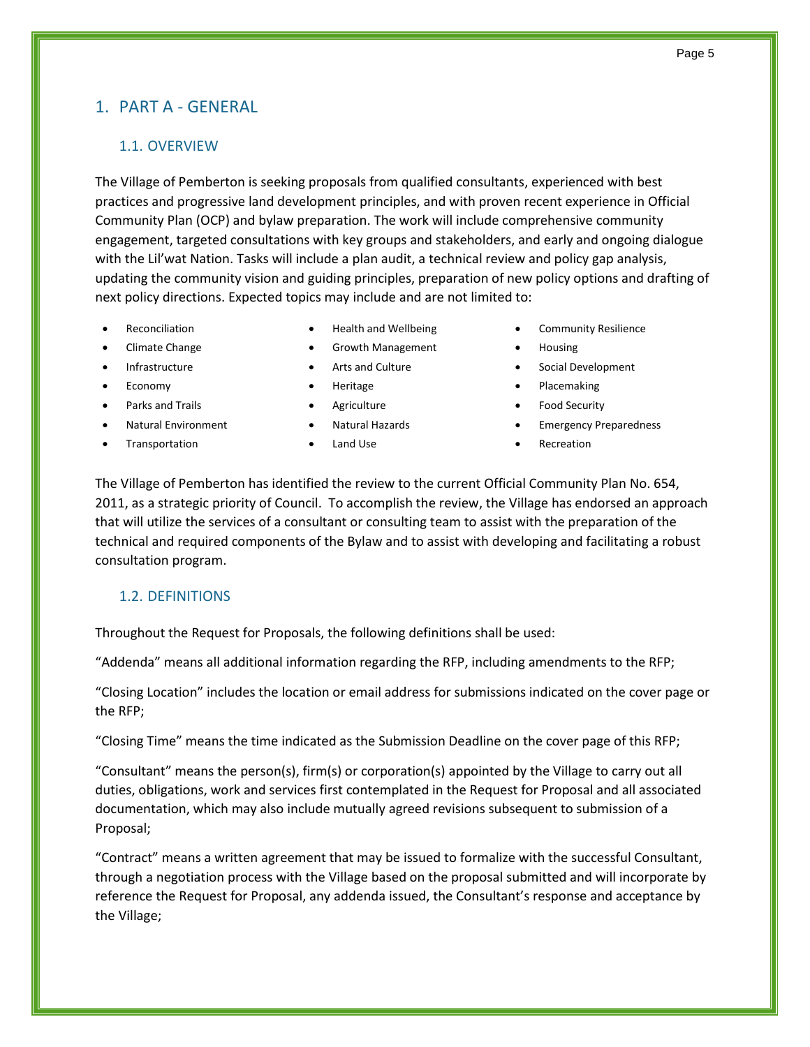# 1. PART A - GENERAL

## 1.1. OVERVIEW

The Village of Pemberton is seeking proposals from qualified consultants, experienced with best practices and progressive land development principles, and with proven recent experience in Official Community Plan (OCP) and bylaw preparation. The work will include comprehensive community engagement, targeted consultations with key groups and stakeholders, and early and ongoing dialogue with the Lil'wat Nation. Tasks will include a plan audit, a technical review and policy gap analysis, updating the community vision and guiding principles, preparation of new policy options and drafting of next policy directions. Expected topics may include and are not limited to:

- Reconciliation
- Climate Change
- Infrastructure
- Economy
- Parks and Trails
- Natural Environment
- Transportation
- Health and Wellbeing
- Growth Management
- Arts and Culture
- Heritage
- Agriculture
- Natural Hazards
- Land Use
- Community Resilience
- Housing
- Social Development
- Placemaking
- Food Security
- Emergency Preparedness
- Recreation

The Village of Pemberton has identified the review to the current Official Community Plan No. 654, 2011, as a strategic priority of Council. To accomplish the review, the Village has endorsed an approach that will utilize the services of a consultant or consulting team to assist with the preparation of the technical and required components of the Bylaw and to assist with developing and facilitating a robust consultation program.

## 1.2. DEFINITIONS

Throughout the Request for Proposals, the following definitions shall be used:

"Addenda" means all additional information regarding the RFP, including amendments to the RFP;

"Closing Location" includes the location or email address for submissions indicated on the cover page or the RFP;

"Closing Time" means the time indicated as the Submission Deadline on the cover page of this RFP;

"Consultant" means the person(s), firm(s) or corporation(s) appointed by the Village to carry out all duties, obligations, work and services first contemplated in the Request for Proposal and all associated documentation, which may also include mutually agreed revisions subsequent to submission of a Proposal;

"Contract" means a written agreement that may be issued to formalize with the successful Consultant, through a negotiation process with the Village based on the proposal submitted and will incorporate by reference the Request for Proposal, any addenda issued, the Consultant's response and acceptance by the Village;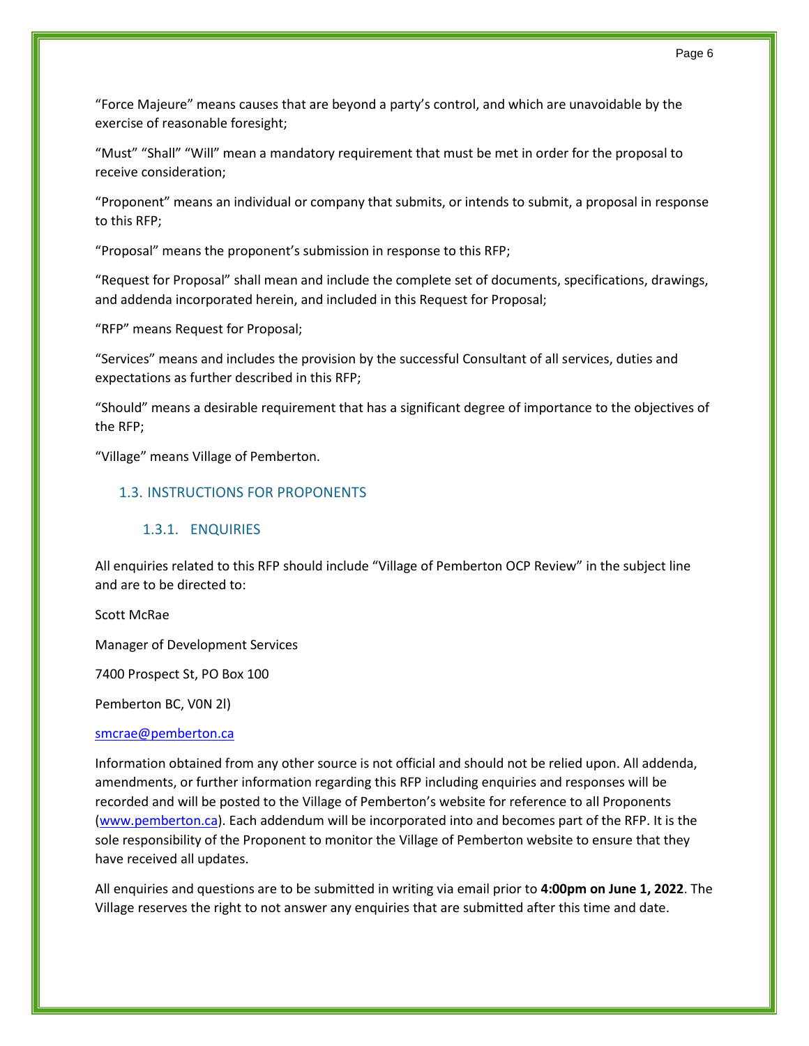"Force Majeure" means causes that are beyond a party's control, and which are unavoidable by the exercise of reasonable foresight;

"Must" "Shall" "Will" mean a mandatory requirement that must be met in order for the proposal to receive consideration;

"Proponent" means an individual or company that submits, or intends to submit, a proposal in response to this RFP;

"Proposal" means the proponent's submission in response to this RFP;

"Request for Proposal" shall mean and include the complete set of documents, specifications, drawings, and addenda incorporated herein, and included in this Request for Proposal;

"RFP" means Request for Proposal;

"Services" means and includes the provision by the successful Consultant of all services, duties and expectations as further described in this RFP;

"Should" means a desirable requirement that has a significant degree of importance to the objectives of the RFP;

"Village" means Village of Pemberton.

## 1.3. INSTRUCTIONS FOR PROPONENTS

### 1.3.1. ENQUIRIES

All enquiries related to this RFP should include "Village of Pemberton OCP Review" in the subject line and are to be directed to:

Scott McRae

Manager of Development Services

7400 Prospect St, PO Box 100

Pemberton BC, V0N 2l)

smcrae@pemberton.ca

Information obtained from any other source is not official and should not be relied upon. All addenda, amendments, or further information regarding this RFP including enquiries and responses will be recorded and will be posted to the Village of Pemberton's website for reference to all Proponents (www.pemberton.ca). Each addendum will be incorporated into and becomes part of the RFP. It is the sole responsibility of the Proponent to monitor the Village of Pemberton website to ensure that they have received all updates.

All enquiries and questions are to be submitted in writing via email prior to **4:00pm on June 1, 2022**. The Village reserves the right to not answer any enquiries that are submitted after this time and date.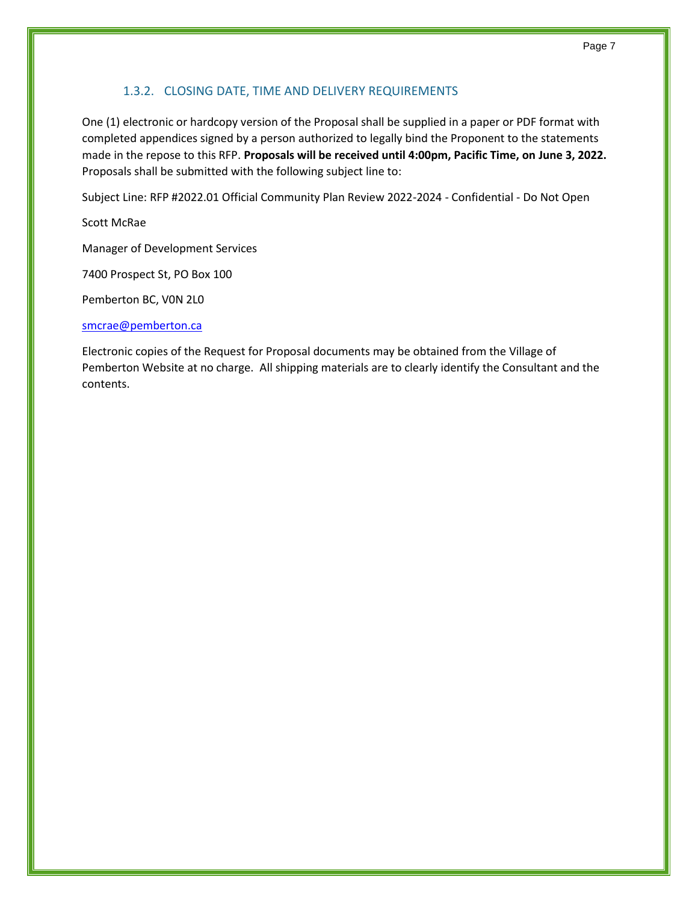### 1.3.2. CLOSING DATE, TIME AND DELIVERY REQUIREMENTS

One (1) electronic or hardcopy version of the Proposal shall be supplied in a paper or PDF format with completed appendices signed by a person authorized to legally bind the Proponent to the statements made in the repose to this RFP. **Proposals will be received until 4:00pm, Pacific Time, on June 3, 2022.** Proposals shall be submitted with the following subject line to:

Subject Line: RFP #2022.01 Official Community Plan Review 2022-2024 - Confidential - Do Not Open

Scott McRae

Manager of Development Services

7400 Prospect St, PO Box 100

Pemberton BC, V0N 2L0

smcrae@pemberton.ca

Electronic copies of the Request for Proposal documents may be obtained from the Village of Pemberton Website at no charge. All shipping materials are to clearly identify the Consultant and the contents.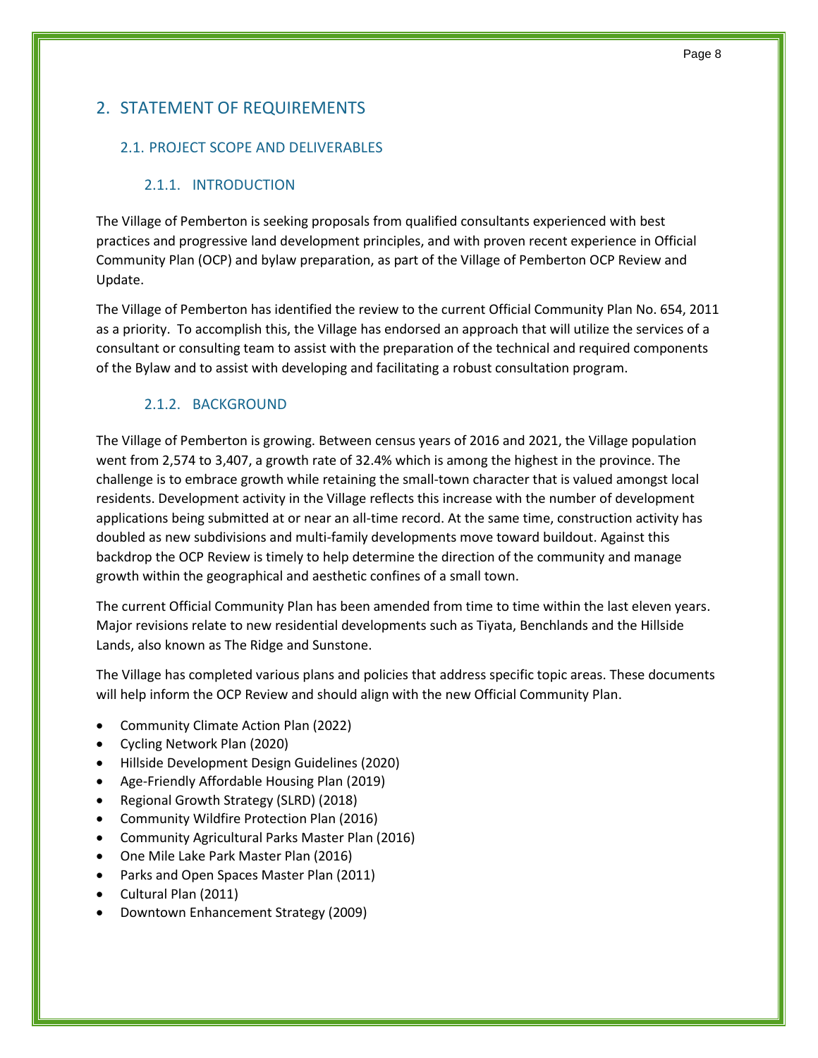# 2. STATEMENT OF REQUIREMENTS

## 2.1. PROJECT SCOPE AND DELIVERABLES

### 2.1.1. INTRODUCTION

The Village of Pemberton is seeking proposals from qualified consultants experienced with best practices and progressive land development principles, and with proven recent experience in Official Community Plan (OCP) and bylaw preparation, as part of the Village of Pemberton OCP Review and Update.

The Village of Pemberton has identified the review to the current Official Community Plan No. 654, 2011 as a priority. To accomplish this, the Village has endorsed an approach that will utilize the services of a consultant or consulting team to assist with the preparation of the technical and required components of the Bylaw and to assist with developing and facilitating a robust consultation program.

### 2.1.2. BACKGROUND

The Village of Pemberton is growing. Between census years of 2016 and 2021, the Village population went from 2,574 to 3,407, a growth rate of 32.4% which is among the highest in the province. The challenge is to embrace growth while retaining the small-town character that is valued amongst local residents. Development activity in the Village reflects this increase with the number of development applications being submitted at or near an all-time record. At the same time, construction activity has doubled as new subdivisions and multi-family developments move toward buildout. Against this backdrop the OCP Review is timely to help determine the direction of the community and manage growth within the geographical and aesthetic confines of a small town.

The current Official Community Plan has been amended from time to time within the last eleven years. Major revisions relate to new residential developments such as Tiyata, Benchlands and the Hillside Lands, also known as The Ridge and Sunstone.

The Village has completed various plans and policies that address specific topic areas. These documents will help inform the OCP Review and should align with the new Official Community Plan.

- Community Climate Action Plan (2022)
- Cycling Network Plan (2020)
- Hillside Development Design Guidelines (2020)
- Age-Friendly Affordable Housing Plan (2019)
- Regional Growth Strategy (SLRD) (2018)
- Community Wildfire Protection Plan (2016)
- Community Agricultural Parks Master Plan (2016)
- One Mile Lake Park Master Plan (2016)
- Parks and Open Spaces Master Plan (2011)
- Cultural Plan (2011)
- Downtown Enhancement Strategy (2009)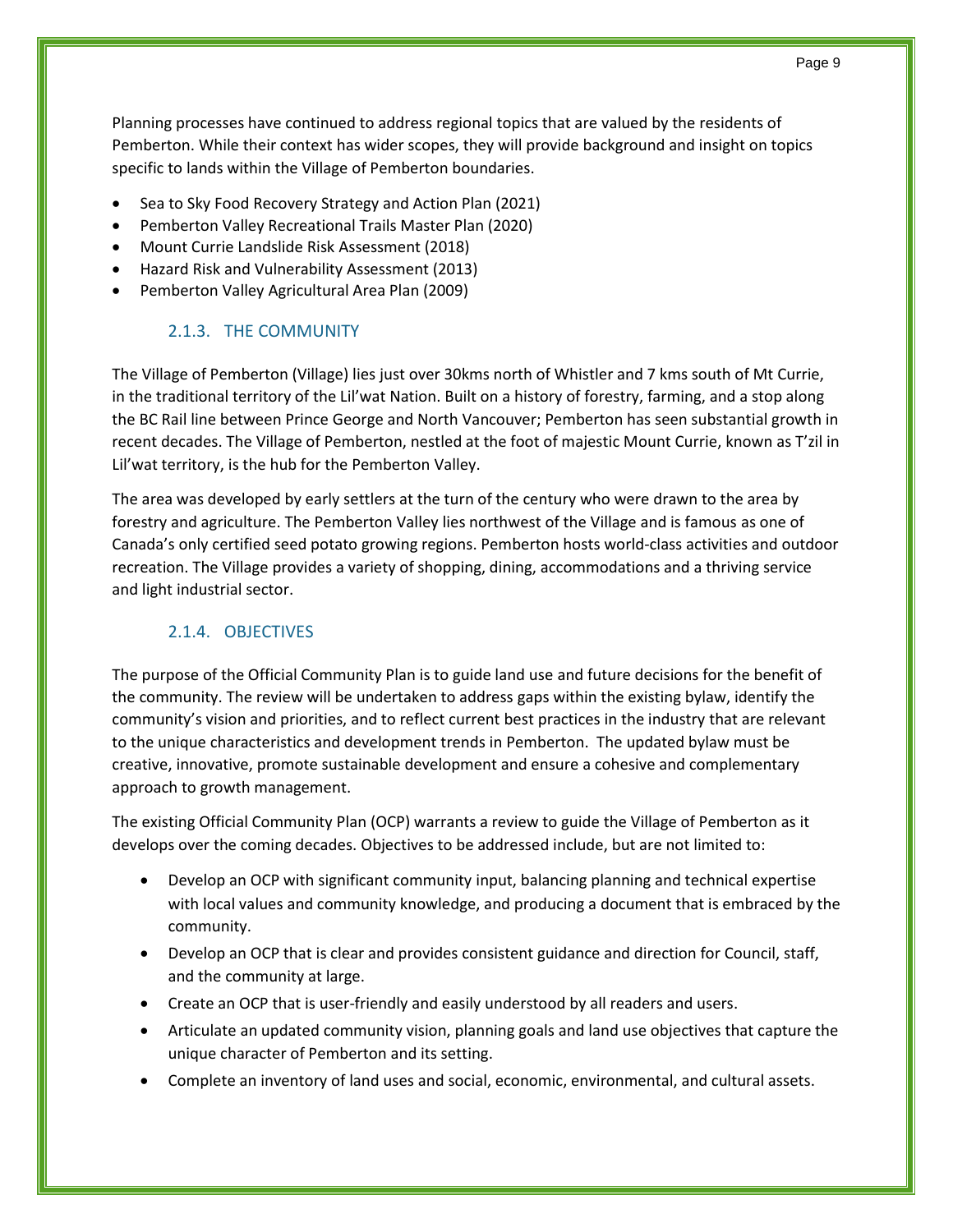Planning processes have continued to address regional topics that are valued by the residents of Pemberton. While their context has wider scopes, they will provide background and insight on topics specific to lands within the Village of Pemberton boundaries.

- Sea to Sky Food Recovery Strategy and Action Plan (2021)
- Pemberton Valley Recreational Trails Master Plan (2020)
- Mount Currie Landslide Risk Assessment (2018)
- Hazard Risk and Vulnerability Assessment (2013)
- Pemberton Valley Agricultural Area Plan (2009)

### 2.1.3. THE COMMUNITY

The Village of Pemberton (Village) lies just over 30kms north of Whistler and 7 kms south of Mt Currie, in the traditional territory of the Lil'wat Nation. Built on a history of forestry, farming, and a stop along the BC Rail line between Prince George and North Vancouver; Pemberton has seen substantial growth in recent decades. The Village of Pemberton, nestled at the foot of majestic Mount Currie, known as T'zil in Lil'wat territory, is the hub for the Pemberton Valley.

The area was developed by early settlers at the turn of the century who were drawn to the area by forestry and agriculture. The Pemberton Valley lies northwest of the Village and is famous as one of Canada's only certified seed potato growing regions. Pemberton hosts world-class activities and outdoor recreation. The Village provides a variety of shopping, dining, accommodations and a thriving service and light industrial sector.

### 2.1.4. OBJECTIVES

The purpose of the Official Community Plan is to guide land use and future decisions for the benefit of the community. The review will be undertaken to address gaps within the existing bylaw, identify the community's vision and priorities, and to reflect current best practices in the industry that are relevant to the unique characteristics and development trends in Pemberton. The updated bylaw must be creative, innovative, promote sustainable development and ensure a cohesive and complementary approach to growth management.

The existing Official Community Plan (OCP) warrants a review to guide the Village of Pemberton as it develops over the coming decades. Objectives to be addressed include, but are not limited to:

- Develop an OCP with significant community input, balancing planning and technical expertise with local values and community knowledge, and producing a document that is embraced by the community.
- Develop an OCP that is clear and provides consistent guidance and direction for Council, staff, and the community at large.
- Create an OCP that is user-friendly and easily understood by all readers and users.
- Articulate an updated community vision, planning goals and land use objectives that capture the unique character of Pemberton and its setting.
- Complete an inventory of land uses and social, economic, environmental, and cultural assets.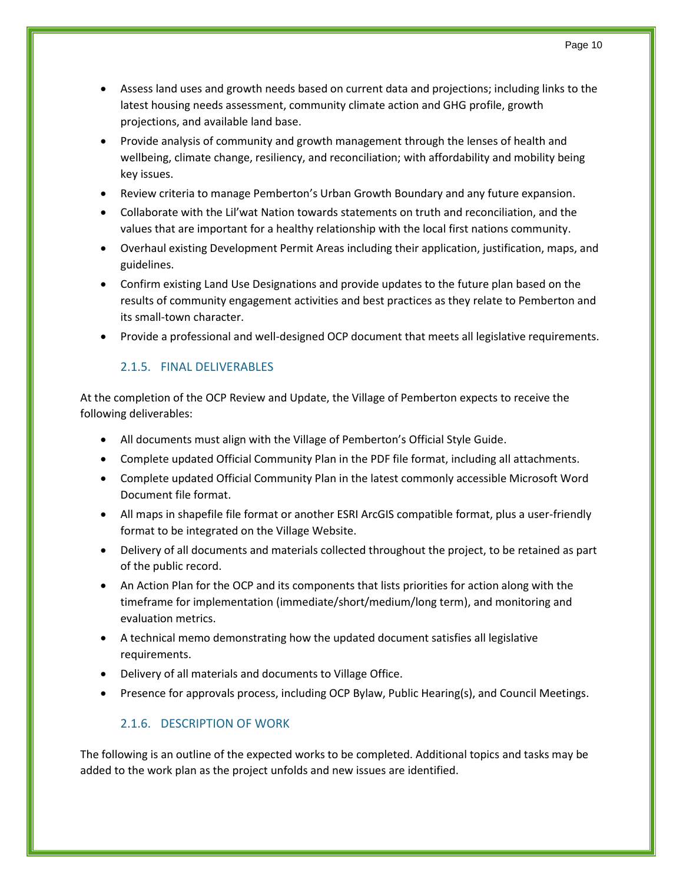- Assess land uses and growth needs based on current data and projections; including links to the latest housing needs assessment, community climate action and GHG profile, growth projections, and available land base.
- Provide analysis of community and growth management through the lenses of health and wellbeing, climate change, resiliency, and reconciliation; with affordability and mobility being key issues.
- Review criteria to manage Pemberton's Urban Growth Boundary and any future expansion.
- Collaborate with the Lil'wat Nation towards statements on truth and reconciliation, and the values that are important for a healthy relationship with the local first nations community.
- Overhaul existing Development Permit Areas including their application, justification, maps, and guidelines.
- Confirm existing Land Use Designations and provide updates to the future plan based on the results of community engagement activities and best practices as they relate to Pemberton and its small-town character.
- Provide a professional and well-designed OCP document that meets all legislative requirements.

### 2.1.5. FINAL DELIVERABLES

At the completion of the OCP Review and Update, the Village of Pemberton expects to receive the following deliverables:

- All documents must align with the Village of Pemberton's Official Style Guide.
- Complete updated Official Community Plan in the PDF file format, including all attachments.
- Complete updated Official Community Plan in the latest commonly accessible Microsoft Word Document file format.
- All maps in shapefile file format or another ESRI ArcGIS compatible format, plus a user-friendly format to be integrated on the Village Website.
- Delivery of all documents and materials collected throughout the project, to be retained as part of the public record.
- An Action Plan for the OCP and its components that lists priorities for action along with the timeframe for implementation (immediate/short/medium/long term), and monitoring and evaluation metrics.
- A technical memo demonstrating how the updated document satisfies all legislative requirements.
- Delivery of all materials and documents to Village Office.
- Presence for approvals process, including OCP Bylaw, Public Hearing(s), and Council Meetings.

### 2.1.6. DESCRIPTION OF WORK

The following is an outline of the expected works to be completed. Additional topics and tasks may be added to the work plan as the project unfolds and new issues are identified.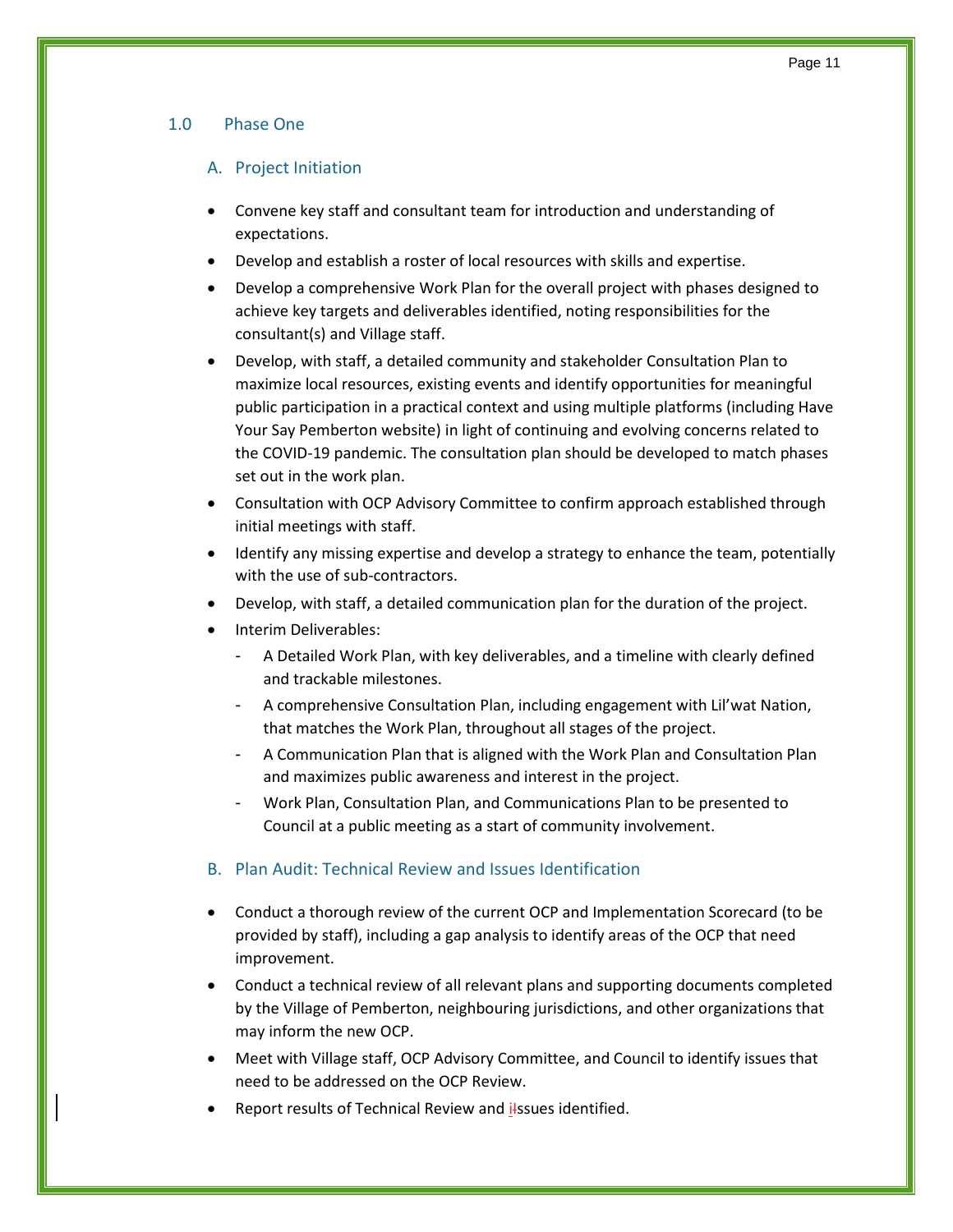## 1.0 Phase One

### A. Project Initiation

- Convene key staff and consultant team for introduction and understanding of expectations.
- Develop and establish a roster of local resources with skills and expertise.
- Develop a comprehensive Work Plan for the overall project with phases designed to achieve key targets and deliverables identified, noting responsibilities for the consultant(s) and Village staff.
- Develop, with staff, a detailed community and stakeholder Consultation Plan to maximize local resources, existing events and identify opportunities for meaningful public participation in a practical context and using multiple platforms (including Have Your Say Pemberton website) in light of continuing and evolving concerns related to the COVID-19 pandemic. The consultation plan should be developed to match phases set out in the work plan.
- Consultation with OCP Advisory Committee to confirm approach established through initial meetings with staff.
- Identify any missing expertise and develop a strategy to enhance the team, potentially with the use of sub-contractors.
- Develop, with staff, a detailed communication plan for the duration of the project.
- Interim Deliverables:
  - A Detailed Work Plan, with key deliverables, and a timeline with clearly defined and trackable milestones.
  - A comprehensive Consultation Plan, including engagement with Lil'wat Nation, that matches the Work Plan, throughout all stages of the project.
  - A Communication Plan that is aligned with the Work Plan and Consultation Plan and maximizes public awareness and interest in the project.
  - Work Plan, Consultation Plan, and Communications Plan to be presented to Council at a public meeting as a start of community involvement.

### B. Plan Audit: Technical Review and Issues Identification

- Conduct a thorough review of the current OCP and Implementation Scorecard (to be provided by staff), including a gap analysis to identify areas of the OCP that need improvement.
- Conduct a technical review of all relevant plans and supporting documents completed by the Village of Pemberton, neighbouring jurisdictions, and other organizations that may inform the new OCP.
- Meet with Village staff, OCP Advisory Committee, and Council to identify issues that need to be addressed on the OCP Review.
- Report results of Technical Review and issues identified.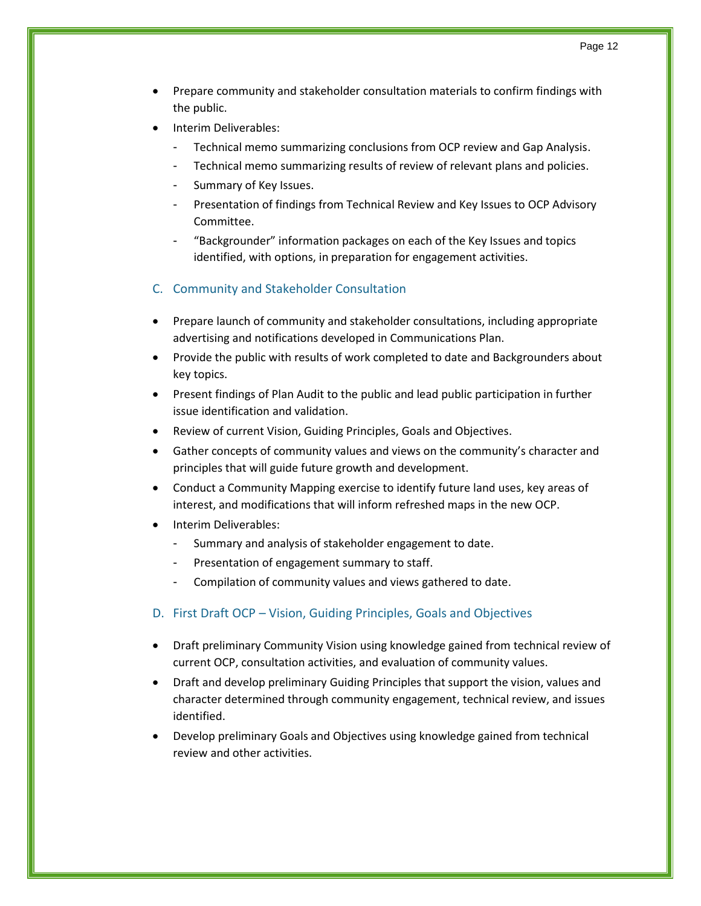- Prepare community and stakeholder consultation materials to confirm findings with the public.
- Interim Deliverables:
  - Technical memo summarizing conclusions from OCP review and Gap Analysis.
  - Technical memo summarizing results of review of relevant plans and policies.
  - Summary of Key Issues.
  - Presentation of findings from Technical Review and Key Issues to OCP Advisory Committee.
  - "Backgrounder" information packages on each of the Key Issues and topics identified, with options, in preparation for engagement activities.

## C. Community and Stakeholder Consultation

- Prepare launch of community and stakeholder consultations, including appropriate advertising and notifications developed in Communications Plan.
- Provide the public with results of work completed to date and Backgrounders about key topics.
- Present findings of Plan Audit to the public and lead public participation in further issue identification and validation.
- Review of current Vision, Guiding Principles, Goals and Objectives.
- Gather concepts of community values and views on the community's character and principles that will guide future growth and development.
- Conduct a Community Mapping exercise to identify future land uses, key areas of interest, and modifications that will inform refreshed maps in the new OCP.
- Interim Deliverables:
  - Summary and analysis of stakeholder engagement to date.
  - Presentation of engagement summary to staff.
  - Compilation of community values and views gathered to date.

## D. First Draft OCP – Vision, Guiding Principles, Goals and Objectives

- Draft preliminary Community Vision using knowledge gained from technical review of current OCP, consultation activities, and evaluation of community values.
- Draft and develop preliminary Guiding Principles that support the vision, values and character determined through community engagement, technical review, and issues identified.
- Develop preliminary Goals and Objectives using knowledge gained from technical review and other activities.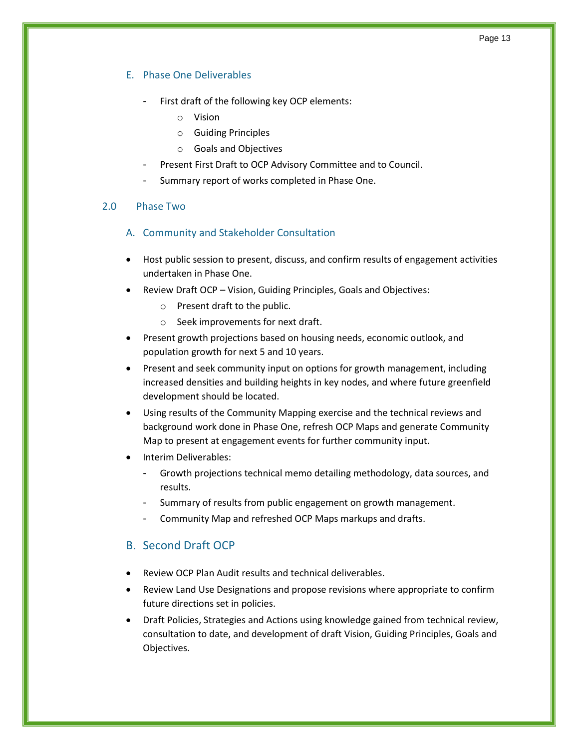### E. Phase One Deliverables

- First draft of the following key OCP elements:
  - Vision
  - Guiding Principles
  - Goals and Objectives
- Present First Draft to OCP Advisory Committee and to Council.
- Summary report of works completed in Phase One.

## 2.0 Phase Two

### A. Community and Stakeholder Consultation

- Host public session to present, discuss, and confirm results of engagement activities undertaken in Phase One.
- Review Draft OCP – Vision, Guiding Principles, Goals and Objectives:
  - Present draft to the public.
  - Seek improvements for next draft.
- Present growth projections based on housing needs, economic outlook, and population growth for next 5 and 10 years.
- Present and seek community input on options for growth management, including increased densities and building heights in key nodes, and where future greenfield development should be located.
- Using results of the Community Mapping exercise and the technical reviews and background work done in Phase One, refresh OCP Maps and generate Community Map to present at engagement events for further community input.
- Interim Deliverables:
  - Growth projections technical memo detailing methodology, data sources, and results.
  - Summary of results from public engagement on growth management.
  - Community Map and refreshed OCP Maps markups and drafts.

### B. Second Draft OCP

- Review OCP Plan Audit results and technical deliverables.
- Review Land Use Designations and propose revisions where appropriate to confirm future directions set in policies.
- Draft Policies, Strategies and Actions using knowledge gained from technical review, consultation to date, and development of draft Vision, Guiding Principles, Goals and Objectives.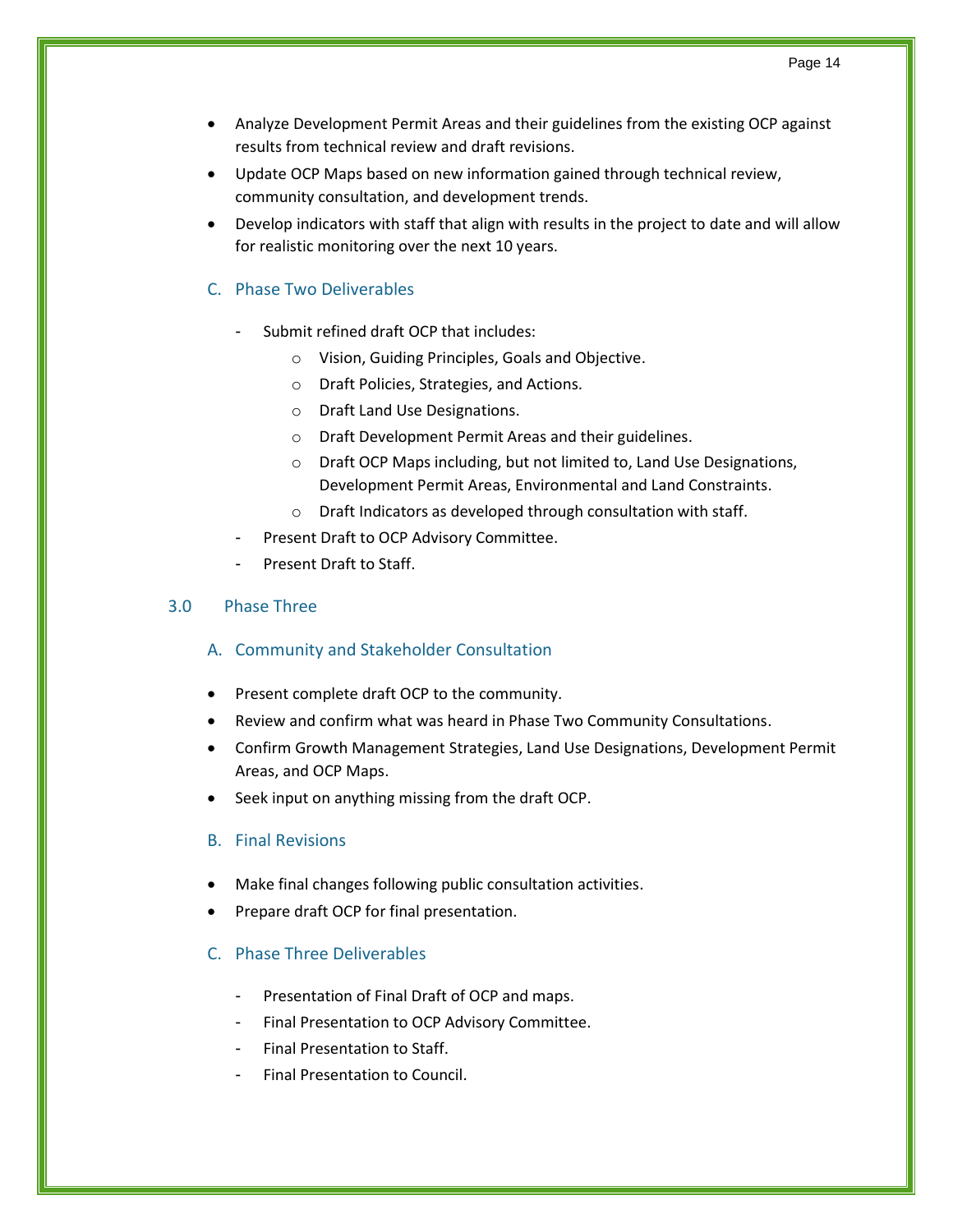- Analyze Development Permit Areas and their guidelines from the existing OCP against results from technical review and draft revisions.
- Update OCP Maps based on new information gained through technical review, community consultation, and development trends.
- Develop indicators with staff that align with results in the project to date and will allow for realistic monitoring over the next 10 years.

### C. Phase Two Deliverables

- Submit refined draft OCP that includes:
  - Vision, Guiding Principles, Goals and Objective.
  - Draft Policies, Strategies, and Actions.
  - Draft Land Use Designations.
  - Draft Development Permit Areas and their guidelines.
  - Draft OCP Maps including, but not limited to, Land Use Designations, Development Permit Areas, Environmental and Land Constraints.
  - Draft Indicators as developed through consultation with staff.
- Present Draft to OCP Advisory Committee.
- Present Draft to Staff.

## 3.0 Phase Three

### A. Community and Stakeholder Consultation

- Present complete draft OCP to the community.
- Review and confirm what was heard in Phase Two Community Consultations.
- Confirm Growth Management Strategies, Land Use Designations, Development Permit Areas, and OCP Maps.
- Seek input on anything missing from the draft OCP.

### B. Final Revisions

- Make final changes following public consultation activities.
- Prepare draft OCP for final presentation.

### C. Phase Three Deliverables

- Presentation of Final Draft of OCP and maps.
- Final Presentation to OCP Advisory Committee.
- Final Presentation to Staff.
- Final Presentation to Council.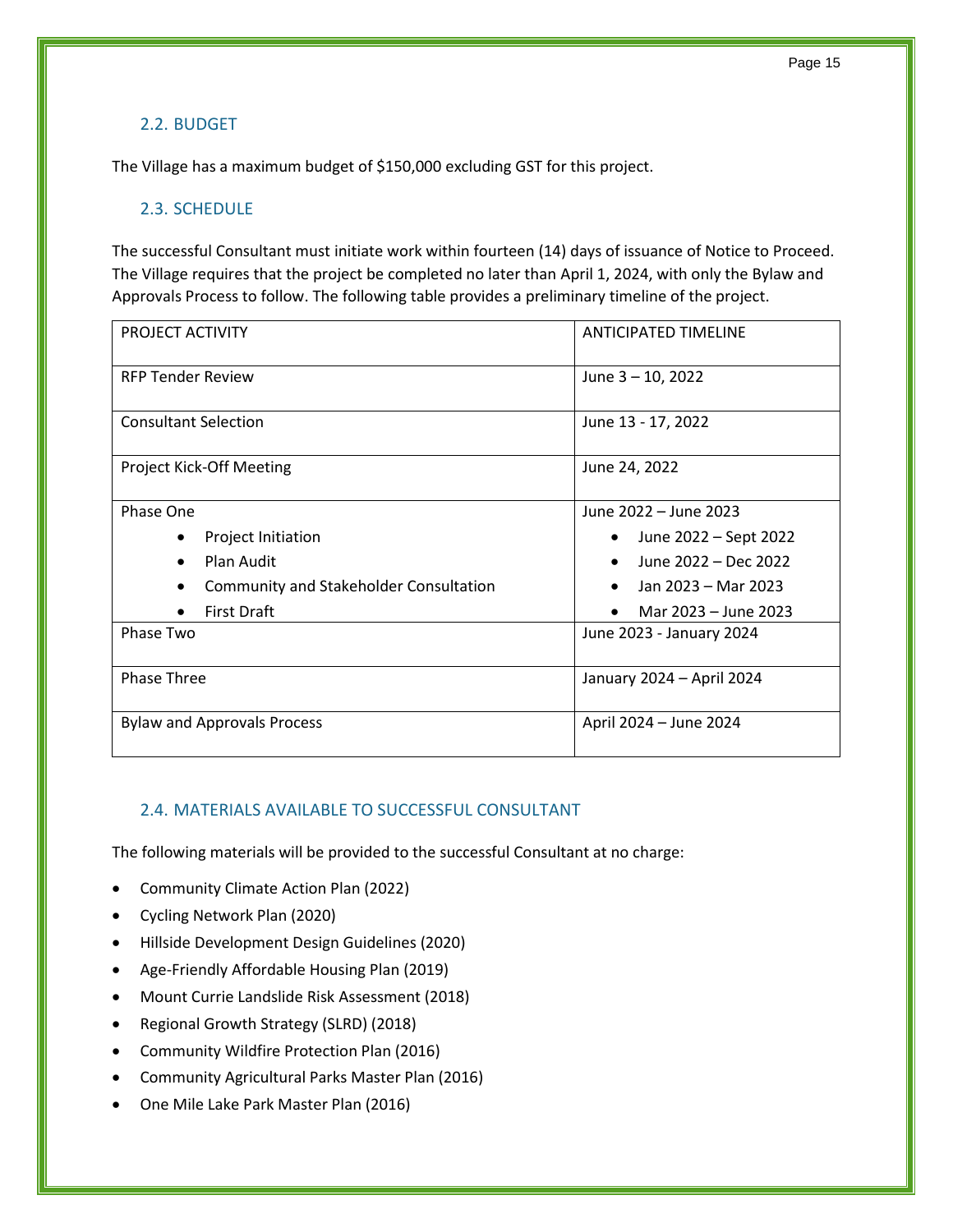## 2.2. BUDGET

The Village has a maximum budget of $150,000 excluding GST for this project.

## 2.3. SCHEDULE

The successful Consultant must initiate work within fourteen (14) days of issuance of Notice to Proceed. The Village requires that the project be completed no later than April 1, 2024, with only the Bylaw and Approvals Process to follow. The following table provides a preliminary timeline of the project.

| PROJECT ACTIVITY | ANTICIPATED TIMELINE |
|---|---|
| RFP Tender Review | June 3 – 10, 2022 |
| Consultant Selection | June 13 - 17, 2022 |
| Project Kick-Off Meeting | June 24, 2022 |
| Phase One<br>• Project Initiation<br>• Plan Audit<br>• Community and Stakeholder Consultation<br>• First Draft | June 2022 – June 2023<br>• June 2022 – Sept 2022<br>• June 2022 – Dec 2022<br>• Jan 2023 – Mar 2023<br>• Mar 2023 – June 2023 |
| Phase Two | June 2023 - January 2024 |
| Phase Three | January 2024 – April 2024 |
| Bylaw and Approvals Process | April 2024 – June 2024 |

## 2.4. MATERIALS AVAILABLE TO SUCCESSFUL CONSULTANT

The following materials will be provided to the successful Consultant at no charge:

- Community Climate Action Plan (2022)
- Cycling Network Plan (2020)
- Hillside Development Design Guidelines (2020)
- Age-Friendly Affordable Housing Plan (2019)
- Mount Currie Landslide Risk Assessment (2018)
- Regional Growth Strategy (SLRD) (2018)
- Community Wildfire Protection Plan (2016)
- Community Agricultural Parks Master Plan (2016)
- One Mile Lake Park Master Plan (2016)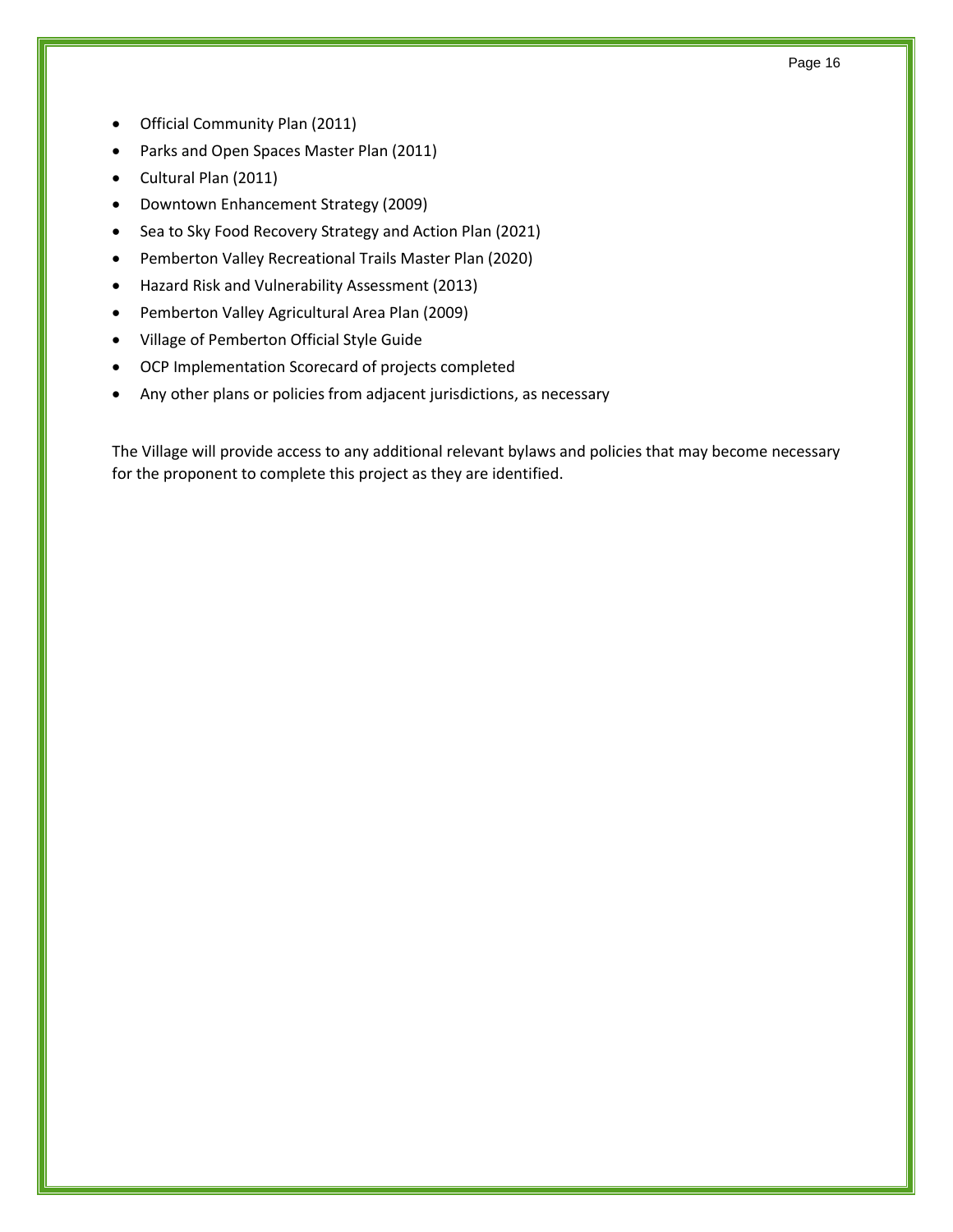- Official Community Plan (2011)
- Parks and Open Spaces Master Plan (2011)
- Cultural Plan (2011)
- Downtown Enhancement Strategy (2009)
- Sea to Sky Food Recovery Strategy and Action Plan (2021)
- Pemberton Valley Recreational Trails Master Plan (2020)
- Hazard Risk and Vulnerability Assessment (2013)
- Pemberton Valley Agricultural Area Plan (2009)
- Village of Pemberton Official Style Guide
- OCP Implementation Scorecard of projects completed
- Any other plans or policies from adjacent jurisdictions, as necessary

The Village will provide access to any additional relevant bylaws and policies that may become necessary for the proponent to complete this project as they are identified.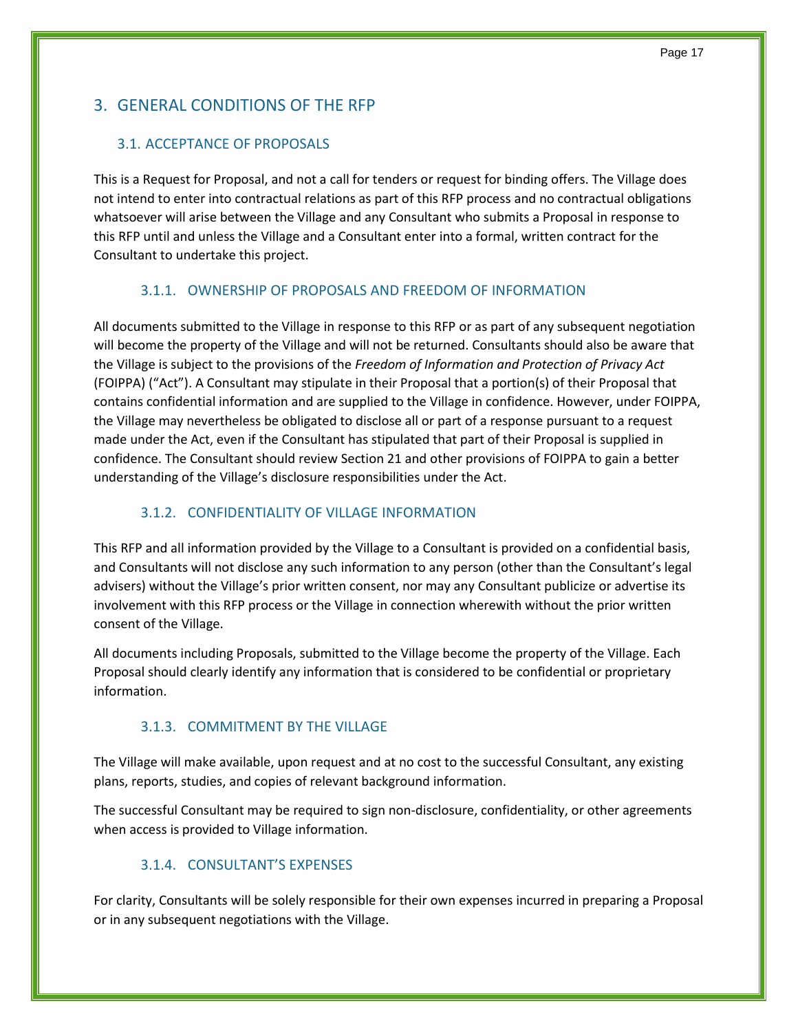# 3. GENERAL CONDITIONS OF THE RFP

## 3.1. ACCEPTANCE OF PROPOSALS

This is a Request for Proposal, and not a call for tenders or request for binding offers. The Village does not intend to enter into contractual relations as part of this RFP process and no contractual obligations whatsoever will arise between the Village and any Consultant who submits a Proposal in response to this RFP until and unless the Village and a Consultant enter into a formal, written contract for the Consultant to undertake this project.

### 3.1.1. OWNERSHIP OF PROPOSALS AND FREEDOM OF INFORMATION

All documents submitted to the Village in response to this RFP or as part of any subsequent negotiation will become the property of the Village and will not be returned. Consultants should also be aware that the Village is subject to the provisions of the *Freedom of Information and Protection of Privacy Act* (FOIPPA) ("Act"). A Consultant may stipulate in their Proposal that a portion(s) of their Proposal that contains confidential information and are supplied to the Village in confidence. However, under FOIPPA, the Village may nevertheless be obligated to disclose all or part of a response pursuant to a request made under the Act, even if the Consultant has stipulated that part of their Proposal is supplied in confidence. The Consultant should review Section 21 and other provisions of FOIPPA to gain a better understanding of the Village's disclosure responsibilities under the Act.

### 3.1.2. CONFIDENTIALITY OF VILLAGE INFORMATION

This RFP and all information provided by the Village to a Consultant is provided on a confidential basis, and Consultants will not disclose any such information to any person (other than the Consultant's legal advisers) without the Village's prior written consent, nor may any Consultant publicize or advertise its involvement with this RFP process or the Village in connection wherewith without the prior written consent of the Village.

All documents including Proposals, submitted to the Village become the property of the Village. Each Proposal should clearly identify any information that is considered to be confidential or proprietary information.

### 3.1.3. COMMITMENT BY THE VILLAGE

The Village will make available, upon request and at no cost to the successful Consultant, any existing plans, reports, studies, and copies of relevant background information.

The successful Consultant may be required to sign non-disclosure, confidentiality, or other agreements when access is provided to Village information.

### 3.1.4. CONSULTANT'S EXPENSES

For clarity, Consultants will be solely responsible for their own expenses incurred in preparing a Proposal or in any subsequent negotiations with the Village.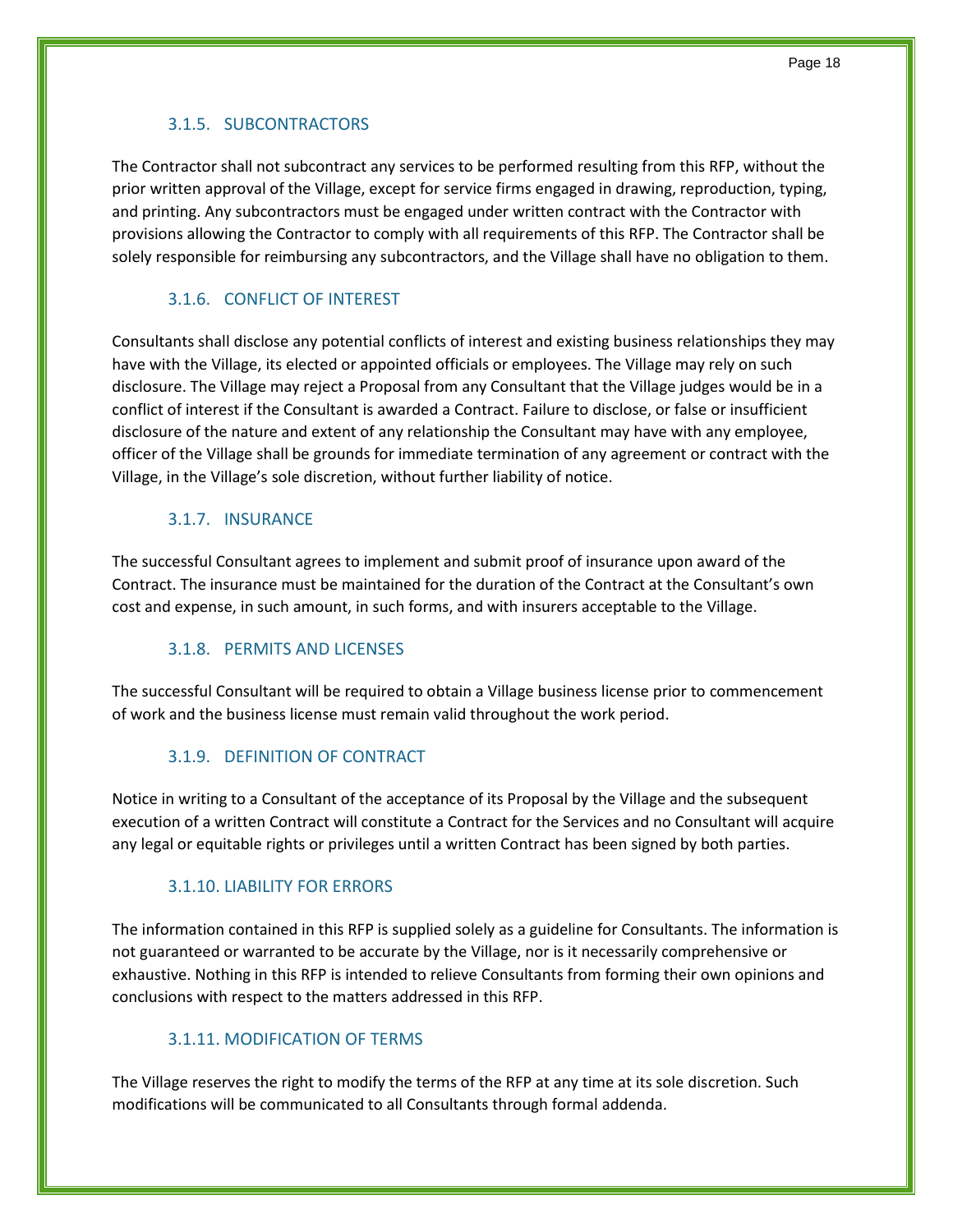### 3.1.5. SUBCONTRACTORS

The Contractor shall not subcontract any services to be performed resulting from this RFP, without the prior written approval of the Village, except for service firms engaged in drawing, reproduction, typing, and printing. Any subcontractors must be engaged under written contract with the Contractor with provisions allowing the Contractor to comply with all requirements of this RFP. The Contractor shall be solely responsible for reimbursing any subcontractors, and the Village shall have no obligation to them.

### 3.1.6. CONFLICT OF INTEREST

Consultants shall disclose any potential conflicts of interest and existing business relationships they may have with the Village, its elected or appointed officials or employees. The Village may rely on such disclosure. The Village may reject a Proposal from any Consultant that the Village judges would be in a conflict of interest if the Consultant is awarded a Contract. Failure to disclose, or false or insufficient disclosure of the nature and extent of any relationship the Consultant may have with any employee, officer of the Village shall be grounds for immediate termination of any agreement or contract with the Village, in the Village's sole discretion, without further liability of notice.

### 3.1.7. INSURANCE

The successful Consultant agrees to implement and submit proof of insurance upon award of the Contract. The insurance must be maintained for the duration of the Contract at the Consultant's own cost and expense, in such amount, in such forms, and with insurers acceptable to the Village.

### 3.1.8. PERMITS AND LICENSES

The successful Consultant will be required to obtain a Village business license prior to commencement of work and the business license must remain valid throughout the work period.

### 3.1.9. DEFINITION OF CONTRACT

Notice in writing to a Consultant of the acceptance of its Proposal by the Village and the subsequent execution of a written Contract will constitute a Contract for the Services and no Consultant will acquire any legal or equitable rights or privileges until a written Contract has been signed by both parties.

### 3.1.10. LIABILITY FOR ERRORS

The information contained in this RFP is supplied solely as a guideline for Consultants. The information is not guaranteed or warranted to be accurate by the Village, nor is it necessarily comprehensive or exhaustive. Nothing in this RFP is intended to relieve Consultants from forming their own opinions and conclusions with respect to the matters addressed in this RFP.

### 3.1.11. MODIFICATION OF TERMS

The Village reserves the right to modify the terms of the RFP at any time at its sole discretion. Such modifications will be communicated to all Consultants through formal addenda.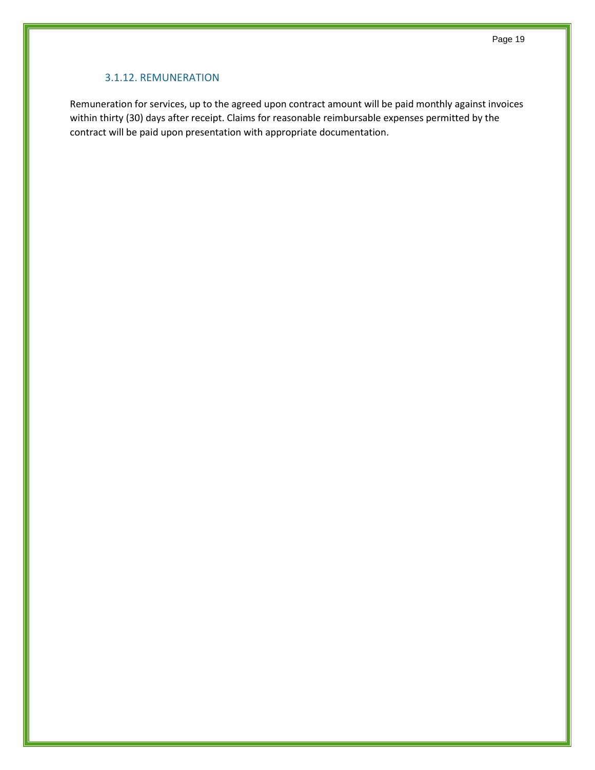### 3.1.12. REMUNERATION

Remuneration for services, up to the agreed upon contract amount will be paid monthly against invoices within thirty (30) days after receipt. Claims for reasonable reimbursable expenses permitted by the contract will be paid upon presentation with appropriate documentation.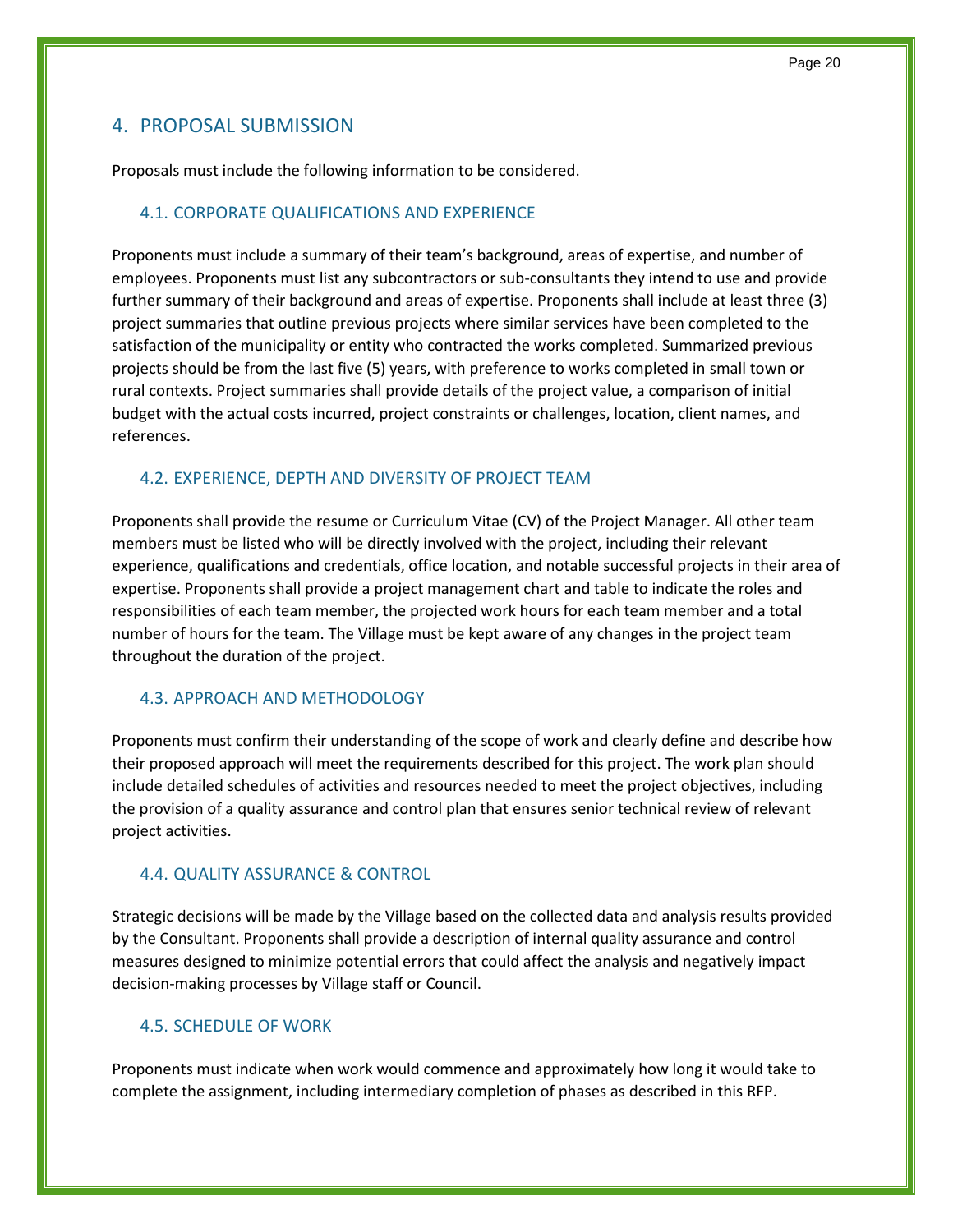## 4. PROPOSAL SUBMISSION

Proposals must include the following information to be considered.

### 4.1. CORPORATE QUALIFICATIONS AND EXPERIENCE

Proponents must include a summary of their team's background, areas of expertise, and number of employees. Proponents must list any subcontractors or sub-consultants they intend to use and provide further summary of their background and areas of expertise. Proponents shall include at least three (3) project summaries that outline previous projects where similar services have been completed to the satisfaction of the municipality or entity who contracted the works completed. Summarized previous projects should be from the last five (5) years, with preference to works completed in small town or rural contexts. Project summaries shall provide details of the project value, a comparison of initial budget with the actual costs incurred, project constraints or challenges, location, client names, and references.

### 4.2. EXPERIENCE, DEPTH AND DIVERSITY OF PROJECT TEAM

Proponents shall provide the resume or Curriculum Vitae (CV) of the Project Manager. All other team members must be listed who will be directly involved with the project, including their relevant experience, qualifications and credentials, office location, and notable successful projects in their area of expertise. Proponents shall provide a project management chart and table to indicate the roles and responsibilities of each team member, the projected work hours for each team member and a total number of hours for the team. The Village must be kept aware of any changes in the project team throughout the duration of the project.

### 4.3. APPROACH AND METHODOLOGY

Proponents must confirm their understanding of the scope of work and clearly define and describe how their proposed approach will meet the requirements described for this project. The work plan should include detailed schedules of activities and resources needed to meet the project objectives, including the provision of a quality assurance and control plan that ensures senior technical review of relevant project activities.

### 4.4. QUALITY ASSURANCE & CONTROL

Strategic decisions will be made by the Village based on the collected data and analysis results provided by the Consultant. Proponents shall provide a description of internal quality assurance and control measures designed to minimize potential errors that could affect the analysis and negatively impact decision-making processes by Village staff or Council.

### 4.5. SCHEDULE OF WORK

Proponents must indicate when work would commence and approximately how long it would take to complete the assignment, including intermediary completion of phases as described in this RFP.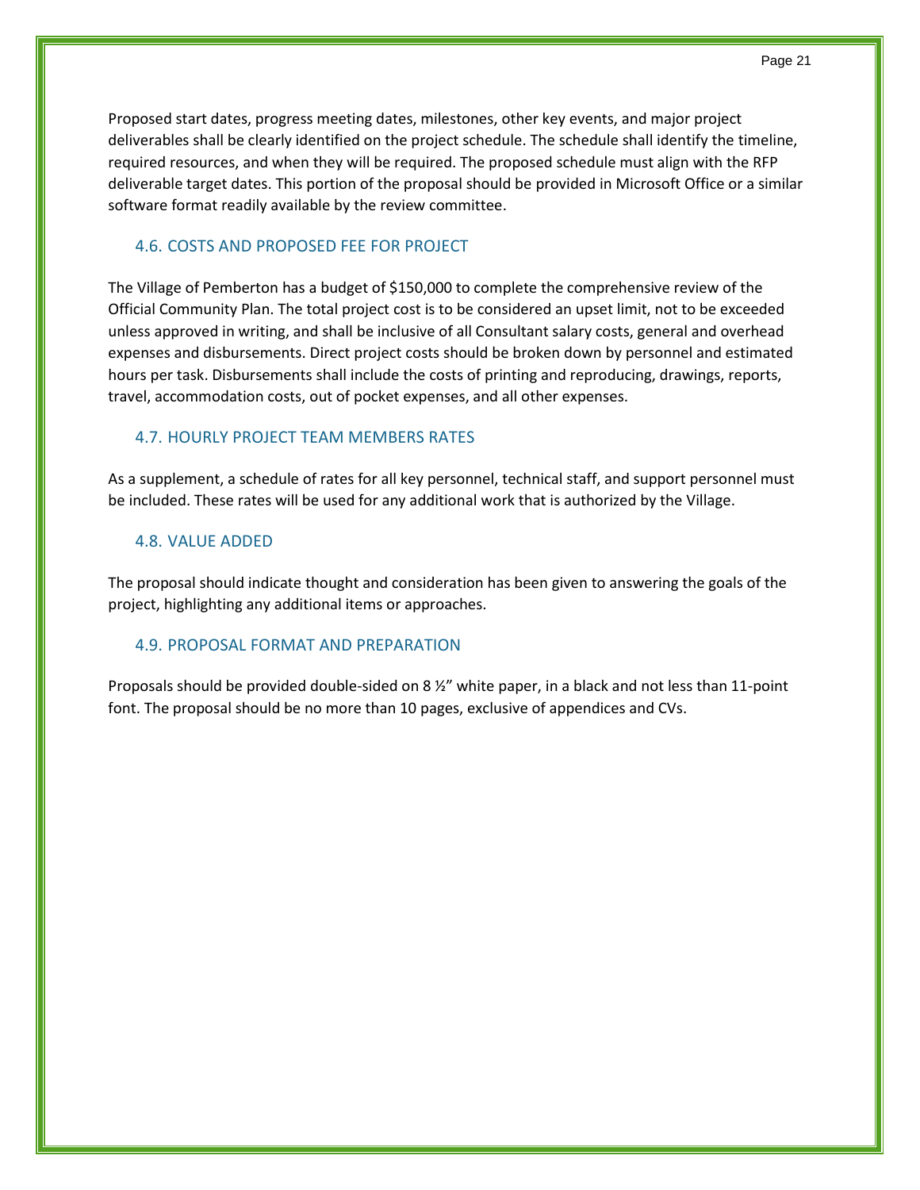Proposed start dates, progress meeting dates, milestones, other key events, and major project deliverables shall be clearly identified on the project schedule. The schedule shall identify the timeline, required resources, and when they will be required. The proposed schedule must align with the RFP deliverable target dates. This portion of the proposal should be provided in Microsoft Office or a similar software format readily available by the review committee.

## 4.6. COSTS AND PROPOSED FEE FOR PROJECT

The Village of Pemberton has a budget of $150,000 to complete the comprehensive review of the Official Community Plan. The total project cost is to be considered an upset limit, not to be exceeded unless approved in writing, and shall be inclusive of all Consultant salary costs, general and overhead expenses and disbursements. Direct project costs should be broken down by personnel and estimated hours per task. Disbursements shall include the costs of printing and reproducing, drawings, reports, travel, accommodation costs, out of pocket expenses, and all other expenses.

## 4.7. HOURLY PROJECT TEAM MEMBERS RATES

As a supplement, a schedule of rates for all key personnel, technical staff, and support personnel must be included. These rates will be used for any additional work that is authorized by the Village.

## 4.8. VALUE ADDED

The proposal should indicate thought and consideration has been given to answering the goals of the project, highlighting any additional items or approaches.

## 4.9. PROPOSAL FORMAT AND PREPARATION

Proposals should be provided double-sided on 8 ½" white paper, in a black and not less than 11-point font. The proposal should be no more than 10 pages, exclusive of appendices and CVs.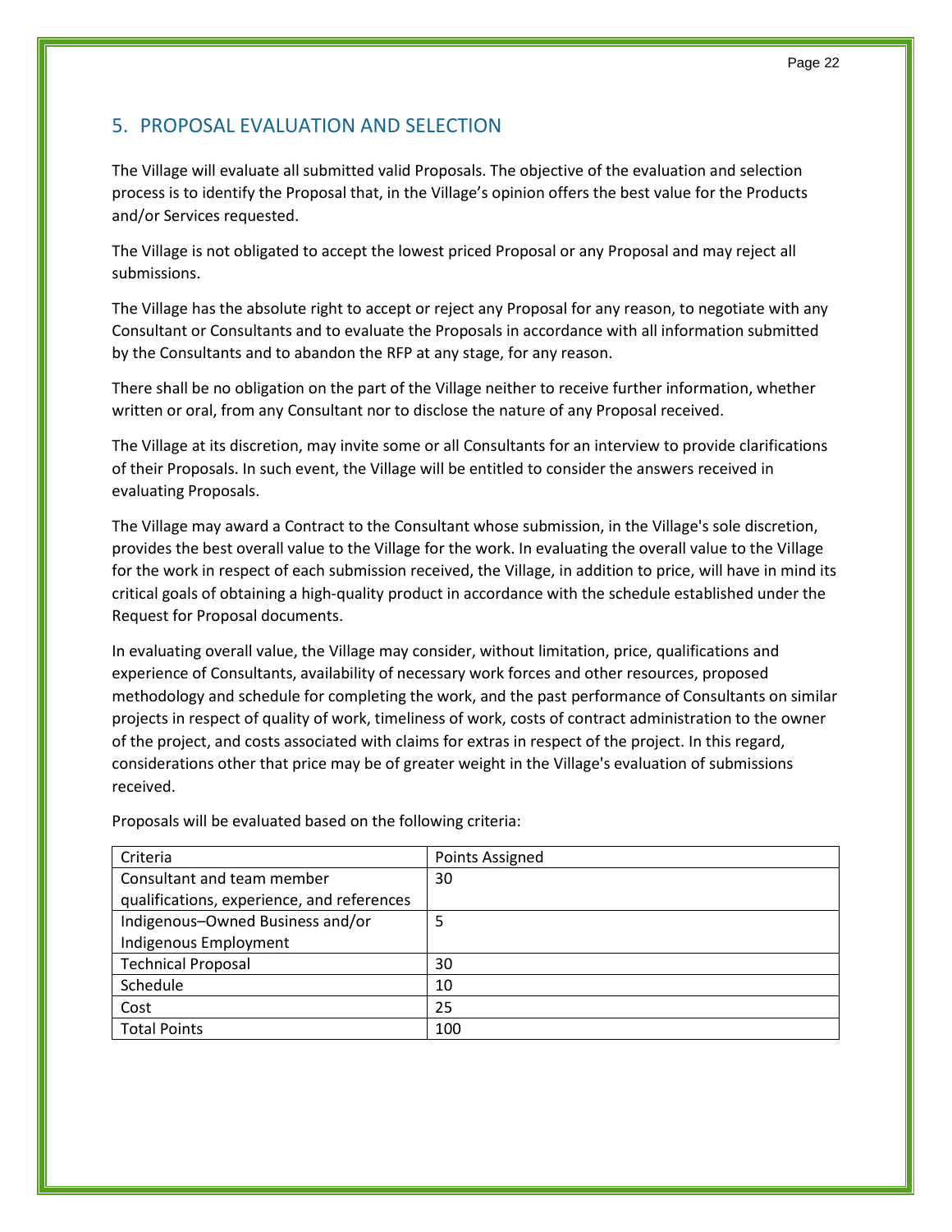## 5. PROPOSAL EVALUATION AND SELECTION

The Village will evaluate all submitted valid Proposals. The objective of the evaluation and selection process is to identify the Proposal that, in the Village's opinion offers the best value for the Products and/or Services requested.

The Village is not obligated to accept the lowest priced Proposal or any Proposal and may reject all submissions.

The Village has the absolute right to accept or reject any Proposal for any reason, to negotiate with any Consultant or Consultants and to evaluate the Proposals in accordance with all information submitted by the Consultants and to abandon the RFP at any stage, for any reason.

There shall be no obligation on the part of the Village neither to receive further information, whether written or oral, from any Consultant nor to disclose the nature of any Proposal received.

The Village at its discretion, may invite some or all Consultants for an interview to provide clarifications of their Proposals. In such event, the Village will be entitled to consider the answers received in evaluating Proposals.

The Village may award a Contract to the Consultant whose submission, in the Village's sole discretion, provides the best overall value to the Village for the work. In evaluating the overall value to the Village for the work in respect of each submission received, the Village, in addition to price, will have in mind its critical goals of obtaining a high-quality product in accordance with the schedule established under the Request for Proposal documents.

In evaluating overall value, the Village may consider, without limitation, price, qualifications and experience of Consultants, availability of necessary work forces and other resources, proposed methodology and schedule for completing the work, and the past performance of Consultants on similar projects in respect of quality of work, timeliness of work, costs of contract administration to the owner of the project, and costs associated with claims for extras in respect of the project. In this regard, considerations other that price may be of greater weight in the Village's evaluation of submissions received.

Proposals will be evaluated based on the following criteria:

| Criteria | Points Assigned |
| --- | --- |
| Consultant and team member qualifications, experience, and references | 30 |
| Indigenous–Owned Business and/or Indigenous Employment | 5 |
| Technical Proposal | 30 |
| Schedule | 10 |
| Cost | 25 |
| Total Points | 100 |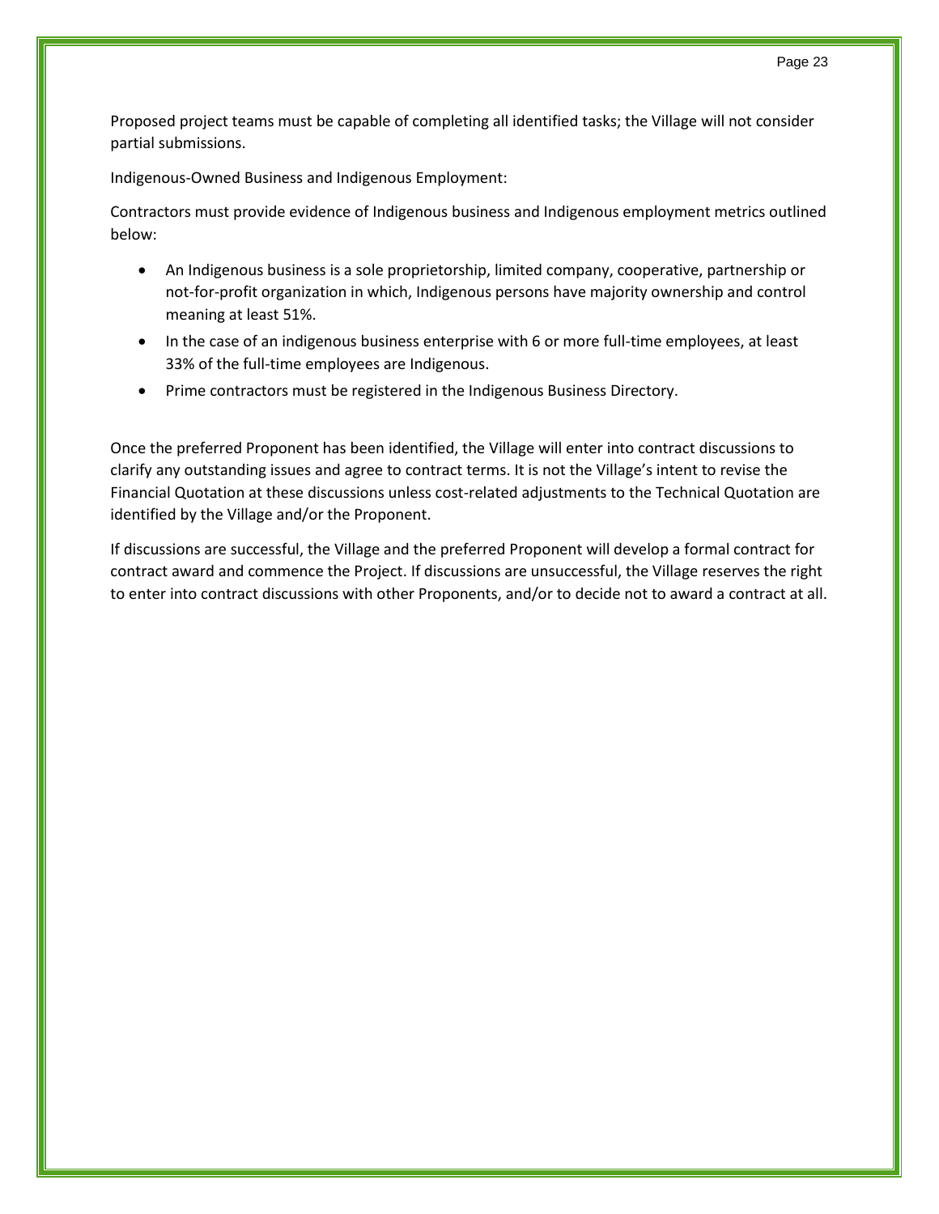Proposed project teams must be capable of completing all identified tasks; the Village will not consider partial submissions.

Indigenous-Owned Business and Indigenous Employment:

Contractors must provide evidence of Indigenous business and Indigenous employment metrics outlined below:

- An Indigenous business is a sole proprietorship, limited company, cooperative, partnership or not-for-profit organization in which, Indigenous persons have majority ownership and control meaning at least 51%.
- In the case of an indigenous business enterprise with 6 or more full-time employees, at least 33% of the full-time employees are Indigenous.
- Prime contractors must be registered in the Indigenous Business Directory.

Once the preferred Proponent has been identified, the Village will enter into contract discussions to clarify any outstanding issues and agree to contract terms. It is not the Village's intent to revise the Financial Quotation at these discussions unless cost-related adjustments to the Technical Quotation are identified by the Village and/or the Proponent.

If discussions are successful, the Village and the preferred Proponent will develop a formal contract for contract award and commence the Project. If discussions are unsuccessful, the Village reserves the right to enter into contract discussions with other Proponents, and/or to decide not to award a contract at all.